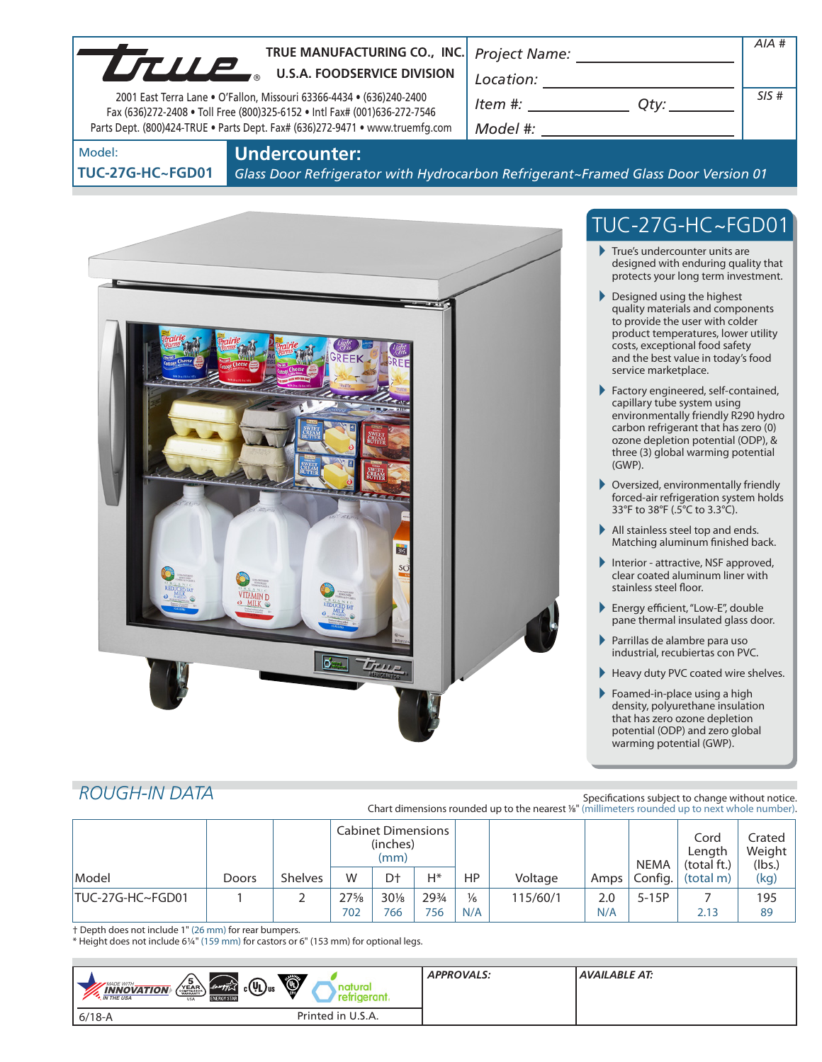**TRUE MANUFACTURING CO., INC.**
**U.S.A. FOODSERVICE DIVISION**

2001 East Terra Lane • O'Fallon, Missouri 63366-4434 • (636)240-2400
Fax (636)272-2408 • Toll Free (800)325-6152 • Intl Fax# (001)636-272-7546
Parts Dept. (800)424-TRUE • Parts Dept. Fax# (636)272-9471 • www.truemfg.com

Project Name: ______________________

Location: ______________________

Item #: ____________ Qty: ________

Model #: ______________________

AIA #

SIS #

Model: **TUC-27G-HC~FGD01**

# Undercounter:

*Glass Door Refrigerator with Hydrocarbon Refrigerant~Framed Glass Door Version 01*

## TUC-27G-HC~FGD01

- True's undercounter units are designed with enduring quality that protects your long term investment.
- Designed using the highest quality materials and components to provide the user with colder product temperatures, lower utility costs, exceptional food safety and the best value in today's food service marketplace.
- Factory engineered, self-contained, capillary tube system using environmentally friendly R290 hydro carbon refrigerant that has zero (0) ozone depletion potential (ODP), & three (3) global warming potential (GWP).
- Oversized, environmentally friendly forced-air refrigeration system holds 33°F to 38°F (.5°C to 3.3°C).
- All stainless steel top and ends. Matching aluminum finished back.
- Interior - attractive, NSF approved, clear coated aluminum liner with stainless steel floor.
- Energy efficient, "Low-E", double pane thermal insulated glass door.
- Parrillas de alambre para uso industrial, recubiertas con PVC.
- Heavy duty PVC coated wire shelves.
- Foamed-in-place using a high density, polyurethane insulation that has zero ozone depletion potential (ODP) and zero global warming potential (GWP).

## ROUGH-IN DATA

Specifications subject to change without notice.
Chart dimensions rounded up to the nearest ⅛" (millimeters rounded up to next whole number).

| Model | Doors | Shelves | Cabinet Dimensions (inches) (mm) | | | HP | Voltage | Amps | NEMA Config. | Cord Length (total ft.) (total m) | Crated Weight (lbs.) (kg) |
|---|---|---|---|---|---|---|---|---|---|---|---|
| | | | W | D† | H* | | | | | | |
| TUC-27G-HC~FGD01 | 1 | 2 | 27⅝ 702 | 30⅛ 766 | 29¾ 756 | ⅙ N/A | 115/60/1 | 2.0 N/A | 5-15P | 7 2.13 | 195 89 |

† Depth does not include 1" (26 mm) for rear bumpers.
* Height does not include 6¼" (159 mm) for castors or 6" (153 mm) for optional legs.

APPROVALS:

AVAILABLE AT:

6/18-A

Printed in U.S.A.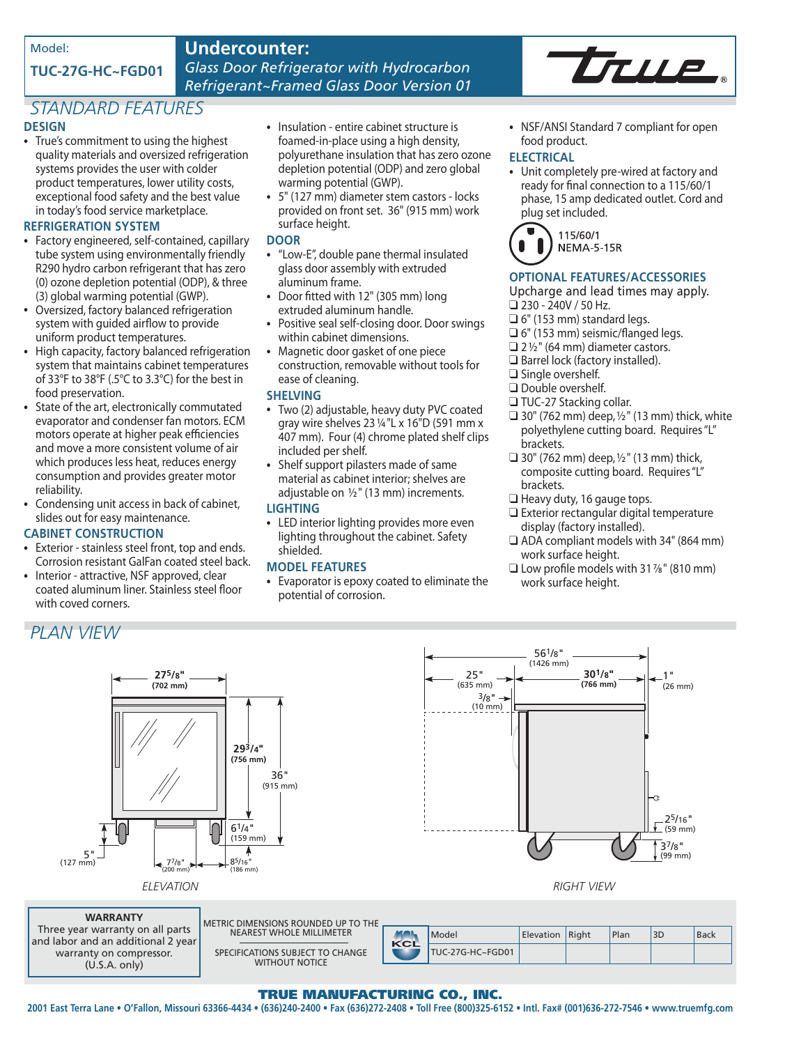Model:

**TUC-27G-HC~FGD01**

# Undercounter:

*Glass Door Refrigerator with Hydrocarbon Refrigerant~Framed Glass Door Version 01*

## STANDARD FEATURES

### DESIGN

- True's commitment to using the highest quality materials and oversized refrigeration systems provides the user with colder product temperatures, lower utility costs, exceptional food safety and the best value in today's food service marketplace.

### REFRIGERATION SYSTEM

- Factory engineered, self-contained, capillary tube system using environmentally friendly R290 hydro carbon refrigerant that has zero (0) ozone depletion potential (ODP), & three (3) global warming potential (GWP).
- Oversized, factory balanced refrigeration system with guided airflow to provide uniform product temperatures.
- High capacity, factory balanced refrigeration system that maintains cabinet temperatures of 33°F to 38°F (.5°C to 3.3°C) for the best in food preservation.
- State of the art, electronically commutated evaporator and condenser fan motors. ECM motors operate at higher peak efficiencies and move a more consistent volume of air which produces less heat, reduces energy consumption and provides greater motor reliability.
- Condensing unit access in back of cabinet, slides out for easy maintenance.

### CABINET CONSTRUCTION

- Exterior - stainless steel front, top and ends. Corrosion resistant GalFan coated steel back.
- Interior - attractive, NSF approved, clear coated aluminum liner. Stainless steel floor with coved corners.
- Insulation - entire cabinet structure is foamed-in-place using a high density, polyurethane insulation that has zero ozone depletion potential (ODP) and zero global warming potential (GWP).
- 5" (127 mm) diameter stem castors - locks provided on front set. 36" (915 mm) work surface height.

### DOOR

- "Low-E", double pane thermal insulated glass door assembly with extruded aluminum frame.
- Door fitted with 12" (305 mm) long extruded aluminum handle.
- Positive seal self-closing door. Door swings within cabinet dimensions.
- Magnetic door gasket of one piece construction, removable without tools for ease of cleaning.

### SHELVING

- Two (2) adjustable, heavy duty PVC coated gray wire shelves 23 ¼"L x 16"D (591 mm x 407 mm). Four (4) chrome plated shelf clips included per shelf.
- Shelf support pilasters made of same material as cabinet interior; shelves are adjustable on ½" (13 mm) increments.

### LIGHTING

- LED interior lighting provides more even lighting throughout the cabinet. Safety shielded.

### MODEL FEATURES

- Evaporator is epoxy coated to eliminate the potential of corrosion.
- NSF/ANSI Standard 7 compliant for open food product.

### ELECTRICAL

- Unit completely pre-wired at factory and ready for final connection to a 115/60/1 phase, 15 amp dedicated outlet. Cord and plug set included.

115/60/1
NEMA-5-15R

### OPTIONAL FEATURES/ACCESSORIES

Upcharge and lead times may apply.

- ❑ 230 - 240V / 50 Hz.
- ❑ 6" (153 mm) standard legs.
- ❑ 6" (153 mm) seismic/flanged legs.
- ❑ 2 ½" (64 mm) diameter castors.
- ❑ Barrel lock (factory installed).
- ❑ Single overshelf.
- ❑ Double overshelf.
- ❑ TUC-27 Stacking collar.
- ❑ 30" (762 mm) deep, ½" (13 mm) thick, white polyethylene cutting board. Requires "L" brackets.
- ❑ 30" (762 mm) deep, ½" (13 mm) thick, composite cutting board. Requires "L" brackets.
- ❑ Heavy duty, 16 gauge tops.
- ❑ Exterior rectangular digital temperature display (factory installed).
- ❑ ADA compliant models with 34" (864 mm) work surface height.
- ❑ Low profile models with 31 ⅞" (810 mm) work surface height.

## PLAN VIEW

27 5/8" (702 mm)
29 3/4" (756 mm)
36" (915 mm)
6 1/4" (159 mm)
5" (127 mm)
7 7/8" (200 mm)
8 5/16" (186 mm)

ELEVATION

56 1/8" (1426 mm)
25" (635 mm)
30 1/8" (766 mm)
1" (26 mm)
3/8" (10 mm)
2 5/16" (59 mm)
3 7/8" (99 mm)

RIGHT VIEW

**WARRANTY**
Three year warranty on all parts and labor and an additional 2 year warranty on compressor. (U.S.A. only)

METRIC DIMENSIONS ROUNDED UP TO THE NEAREST WHOLE MILLIMETER

SPECIFICATIONS SUBJECT TO CHANGE WITHOUT NOTICE

| Model | Elevation | Right | Plan | 3D | Back |
|---|---|---|---|---|---|
| TUC-27G-HC~FGD01 | | | | | |

**TRUE MANUFACTURING CO., INC.**

2001 East Terra Lane • O'Fallon, Missouri 63366-4434 • (636)240-2400 • Fax (636)272-2408 • Toll Free (800)325-6152 • Intl. Fax# (001)636-272-7546 • www.truemfg.com